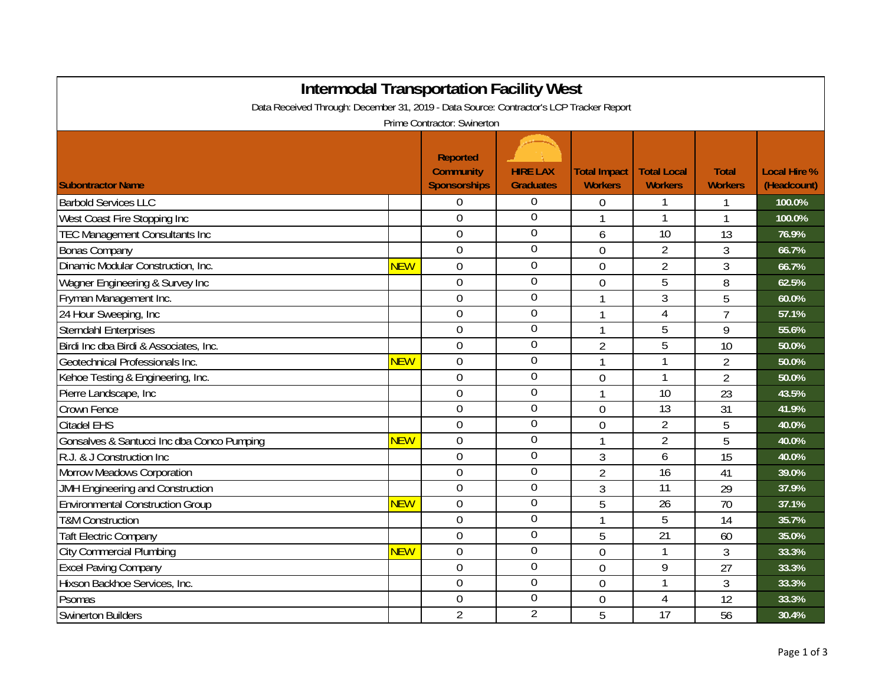# Intermodal Transportation Facility West

Data Received Through: December 31, 2019 - Data Source: Contractor's LCP Tracker Report

Prime Contractor: Swinerton

| Subontractor Name | | Reported Community Sponsorships | HIRE LAX Graduates | Total Impact Workers | Total Local Workers | Total Workers | Local Hire % (Headcount) |
|---|---|---|---|---|---|---|---|
| Barbold Services LLC | | 0 | 0 | 0 | 1 | 1 | 100.0% |
| West Coast Fire Stopping Inc | | 0 | 0 | 1 | 1 | 1 | 100.0% |
| TEC Management Consultants Inc | | 0 | 0 | 6 | 10 | 13 | 76.9% |
| Bonas Company | | 0 | 0 | 0 | 2 | 3 | 66.7% |
| Dinamic Modular Construction, Inc. | NEW | 0 | 0 | 0 | 2 | 3 | 66.7% |
| Wagner Engineering & Survey Inc | | 0 | 0 | 0 | 5 | 8 | 62.5% |
| Fryman Management Inc. | | 0 | 0 | 1 | 3 | 5 | 60.0% |
| 24 Hour Sweeping, Inc | | 0 | 0 | 1 | 4 | 7 | 57.1% |
| Sterndahl Enterprises | | 0 | 0 | 1 | 5 | 9 | 55.6% |
| Birdi Inc dba Birdi & Associates, Inc. | | 0 | 0 | 2 | 5 | 10 | 50.0% |
| Geotechnical Professionals Inc. | NEW | 0 | 0 | 1 | 1 | 2 | 50.0% |
| Kehoe Testing & Engineering, Inc. | | 0 | 0 | 0 | 1 | 2 | 50.0% |
| Pierre Landscape, Inc | | 0 | 0 | 1 | 10 | 23 | 43.5% |
| Crown Fence | | 0 | 0 | 0 | 13 | 31 | 41.9% |
| Citadel EHS | | 0 | 0 | 0 | 2 | 5 | 40.0% |
| Gonsalves & Santucci Inc dba Conco Pumping | NEW | 0 | 0 | 1 | 2 | 5 | 40.0% |
| R.J. & J Construction Inc | | 0 | 0 | 3 | 6 | 15 | 40.0% |
| Morrow Meadows Corporation | | 0 | 0 | 2 | 16 | 41 | 39.0% |
| JMH Engineering and Construction | | 0 | 0 | 3 | 11 | 29 | 37.9% |
| Environmental Construction Group | NEW | 0 | 0 | 5 | 26 | 70 | 37.1% |
| T&M Construction | | 0 | 0 | 1 | 5 | 14 | 35.7% |
| Taft Electric Company | | 0 | 0 | 5 | 21 | 60 | 35.0% |
| City Commercial Plumbing | NEW | 0 | 0 | 0 | 1 | 3 | 33.3% |
| Excel Paving Company | | 0 | 0 | 0 | 9 | 27 | 33.3% |
| Hixson Backhoe Services, Inc. | | 0 | 0 | 0 | 1 | 3 | 33.3% |
| Psomas | | 0 | 0 | 0 | 4 | 12 | 33.3% |
| Swinerton Builders | | 2 | 2 | 5 | 17 | 56 | 30.4% |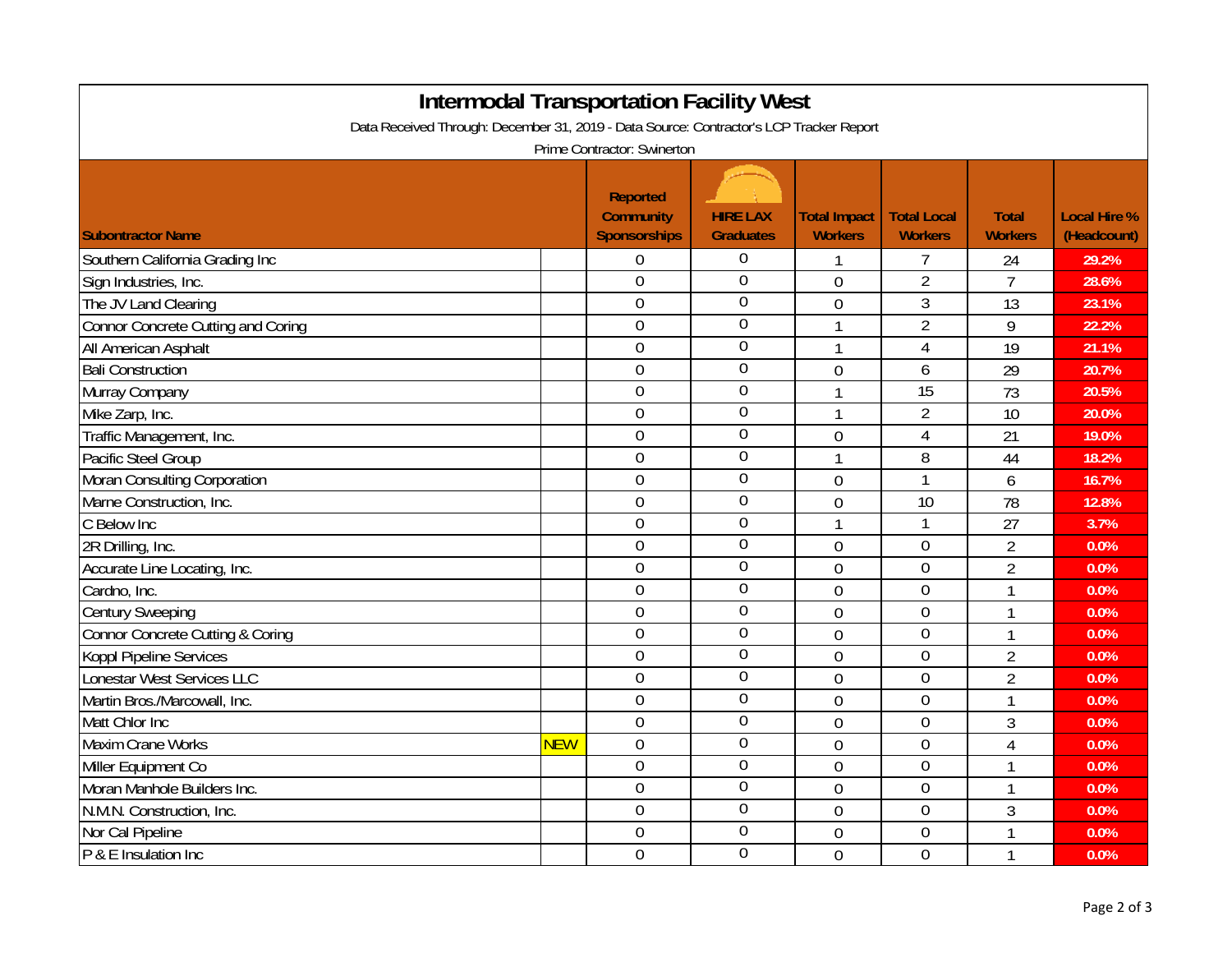# Intermodal Transportation Facility West

Data Received Through: December 31, 2019 - Data Source: Contractor's LCP Tracker Report

Prime Contractor: Swinerton

| Subontractor Name | | Reported Community Sponsorships | HIRE LAX Graduates | Total Impact Workers | Total Local Workers | Total Workers | Local Hire % (Headcount) |
|---|---|---|---|---|---|---|---|
| Southern California Grading Inc | | 0 | 0 | 1 | 7 | 24 | 29.2% |
| Sign Industries, Inc. | | 0 | 0 | 0 | 2 | 7 | 28.6% |
| The JV Land Clearing | | 0 | 0 | 0 | 3 | 13 | 23.1% |
| Connor Concrete Cutting and Coring | | 0 | 0 | 1 | 2 | 9 | 22.2% |
| All American Asphalt | | 0 | 0 | 1 | 4 | 19 | 21.1% |
| Bali Construction | | 0 | 0 | 0 | 6 | 29 | 20.7% |
| Murray Company | | 0 | 0 | 1 | 15 | 73 | 20.5% |
| Mike Zarp, Inc. | | 0 | 0 | 1 | 2 | 10 | 20.0% |
| Traffic Management, Inc. | | 0 | 0 | 0 | 4 | 21 | 19.0% |
| Pacific Steel Group | | 0 | 0 | 1 | 8 | 44 | 18.2% |
| Moran Consulting Corporation | | 0 | 0 | 0 | 1 | 6 | 16.7% |
| Marne Construction, Inc. | | 0 | 0 | 0 | 10 | 78 | 12.8% |
| C Below Inc | | 0 | 0 | 1 | 1 | 27 | 3.7% |
| 2R Drilling, Inc. | | 0 | 0 | 0 | 0 | 2 | 0.0% |
| Accurate Line Locating, Inc. | | 0 | 0 | 0 | 0 | 2 | 0.0% |
| Cardno, Inc. | | 0 | 0 | 0 | 0 | 1 | 0.0% |
| Century Sweeping | | 0 | 0 | 0 | 0 | 1 | 0.0% |
| Connor Concrete Cutting & Coring | | 0 | 0 | 0 | 0 | 1 | 0.0% |
| Koppl Pipeline Services | | 0 | 0 | 0 | 0 | 2 | 0.0% |
| Lonestar West Services LLC | | 0 | 0 | 0 | 0 | 2 | 0.0% |
| Martin Bros./Marcowall, Inc. | | 0 | 0 | 0 | 0 | 1 | 0.0% |
| Matt Chlor Inc | | 0 | 0 | 0 | 0 | 3 | 0.0% |
| Maxim Crane Works | NEW | 0 | 0 | 0 | 0 | 4 | 0.0% |
| Miller Equipment Co | | 0 | 0 | 0 | 0 | 1 | 0.0% |
| Moran Manhole Builders Inc. | | 0 | 0 | 0 | 0 | 1 | 0.0% |
| N.M.N. Construction, Inc. | | 0 | 0 | 0 | 0 | 3 | 0.0% |
| Nor Cal Pipeline | | 0 | 0 | 0 | 0 | 1 | 0.0% |
| P & E Insulation Inc | | 0 | 0 | 0 | 0 | 1 | 0.0% |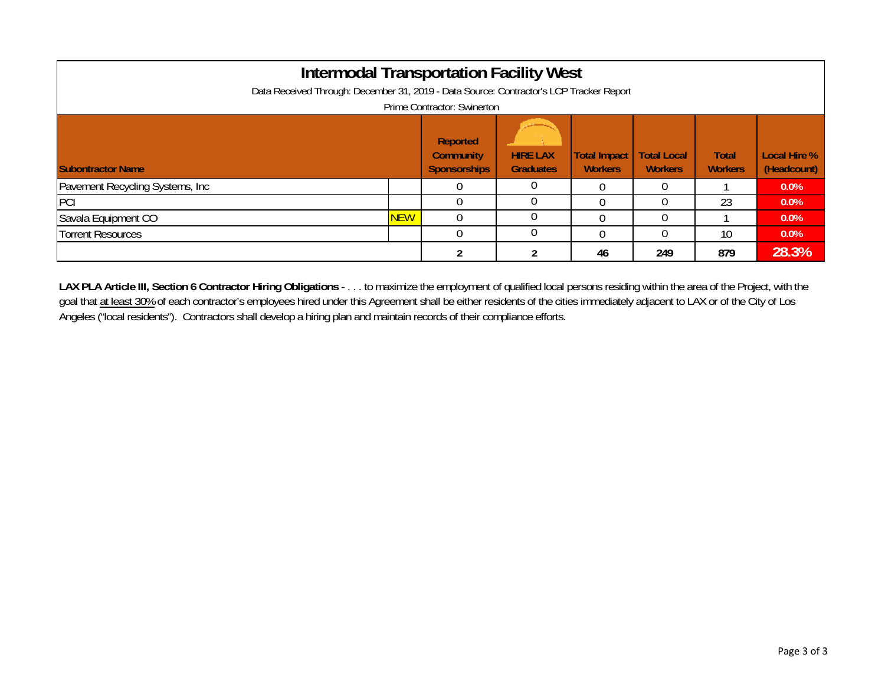# Intermodal Transportation Facility West

Data Received Through: December 31, 2019 - Data Source: Contractor's LCP Tracker Report

Prime Contractor: Swinerton

| Subontractor Name | | Reported Community Sponsorships | HIRE LAX Graduates | Total Impact Workers | Total Local Workers | Total Workers | Local Hire % (Headcount) |
|---|---|---|---|---|---|---|---|
| Pavement Recycling Systems, Inc | | 0 | 0 | 0 | 0 | 1 | 0.0% |
| PCI | | 0 | 0 | 0 | 0 | 23 | 0.0% |
| Savala Equipment CO | NEW | 0 | 0 | 0 | 0 | 1 | 0.0% |
| Torrent Resources | | 0 | 0 | 0 | 0 | 10 | 0.0% |
| | | **2** | **2** | **46** | **249** | **879** | **28.3%** |

**LAX PLA Article III, Section 6 Contractor Hiring Obligations** - . . . to maximize the employment of qualified local persons residing within the area of the Project, with the goal that at least 30% of each contractor's employees hired under this Agreement shall be either residents of the cities immediately adjacent to LAX or of the City of Los Angeles ("local residents"). Contractors shall develop a hiring plan and maintain records of their compliance efforts.